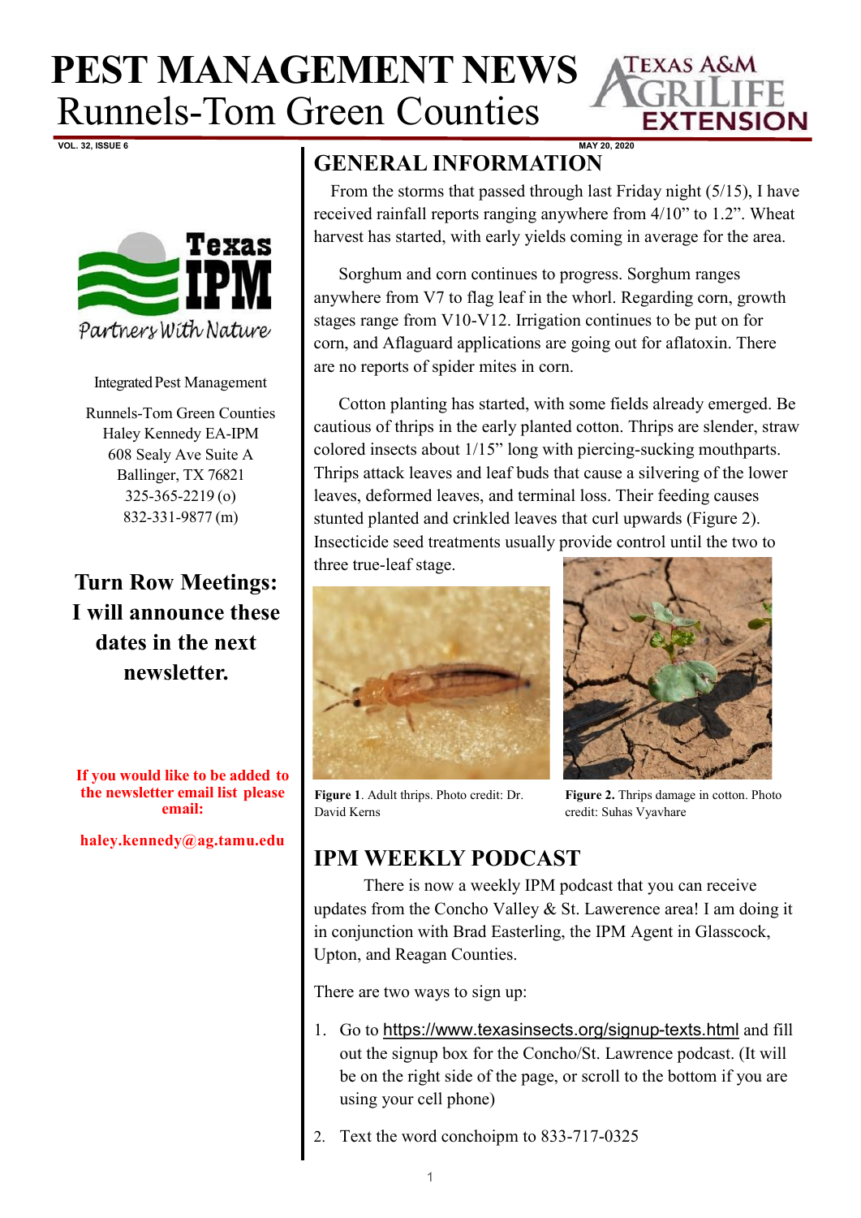# PEST MANAGEMENT NEWS

## Runnels-Tom Green Counties

VOL. 32, ISSUE 6 — MAY 20, 2020

Integrated Pest Management

Runnels-Tom Green Counties
Haley Kennedy EA-IPM
608 Sealy Ave Suite A
Ballinger, TX 76821
325-365-2219 (o)
832-331-9877 (m)

**Turn Row Meetings: I will announce these dates in the next newsletter.**

**If you would like to be added to the newsletter email list please email:**

**haley.kennedy@ag.tamu.edu**

## GENERAL INFORMATION

From the storms that passed through last Friday night (5/15), I have received rainfall reports ranging anywhere from 4/10" to 1.2". Wheat harvest has started, with early yields coming in average for the area.

Sorghum and corn continues to progress. Sorghum ranges anywhere from V7 to flag leaf in the whorl. Regarding corn, growth stages range from V10-V12. Irrigation continues to be put on for corn, and Aflaguard applications are going out for aflatoxin. There are no reports of spider mites in corn.

Cotton planting has started, with some fields already emerged. Be cautious of thrips in the early planted cotton. Thrips are slender, straw colored insects about 1/15" long with piercing-sucking mouthparts. Thrips attack leaves and leaf buds that cause a silvering of the lower leaves, deformed leaves, and terminal loss. Their feeding causes stunted planted and crinkled leaves that curl upwards (Figure 2). Insecticide seed treatments usually provide control until the two to three true-leaf stage.

**Figure 1**. Adult thrips. Photo credit: Dr. David Kerns

**Figure 2.** Thrips damage in cotton. Photo credit: Suhas Vyavhare

## IPM WEEKLY PODCAST

There is now a weekly IPM podcast that you can receive updates from the Concho Valley & St. Lawerence area! I am doing it in conjunction with Brad Easterling, the IPM Agent in Glasscock, Upton, and Reagan Counties.

There are two ways to sign up:

1. Go to https://www.texasinsects.org/signup-texts.html and fill out the signup box for the Concho/St. Lawrence podcast. (It will be on the right side of the page, or scroll to the bottom if you are using your cell phone)
2. Text the word conchoipm to 833-717-0325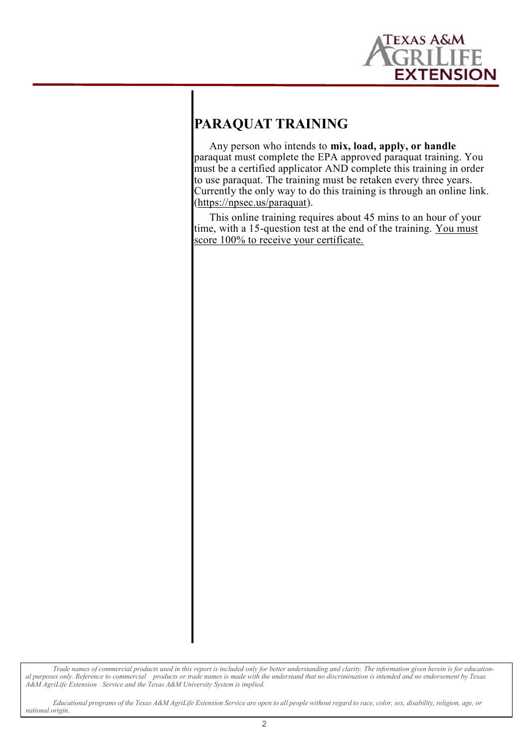## PARAQUAT TRAINING

Any person who intends to **mix, load, apply, or handle** paraquat must complete the EPA approved paraquat training. You must be a certified applicator AND complete this training in order to use paraquat. The training must be retaken every three years. Currently the only way to do this training is through an online link. (https://npsec.us/paraquat).

This online training requires about 45 mins to an hour of your time, with a 15-question test at the end of the training. You must score 100% to receive your certificate.

*Trade names of commercial products used in this report is included only for better understanding and clarity. The information given herein is for educational purposes only. Reference to commercial products or trade names is made with the understand that no discrimination is intended and no endorsement by Texas A&M AgriLife Extension Service and the Texas A&M University System is implied.*

*Educational programs of the Texas A&M AgriLife Extension Service are open to all people without regard to race, color, sex, disability, religion, age, or national origin.*